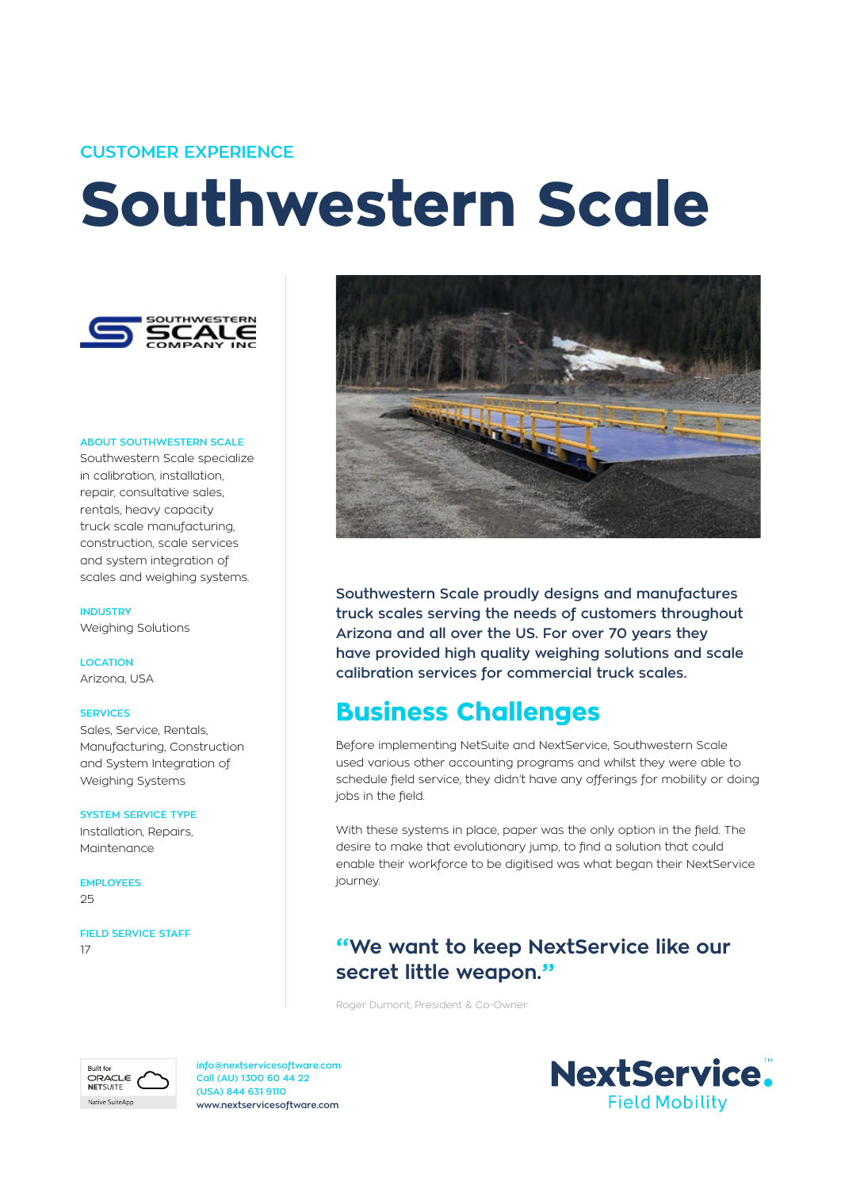CUSTOMER EXPERIENCE

# Southwestern Scale

**ABOUT SOUTHWESTERN SCALE**

Southwestern Scale specialize in calibration, installation, repair, consultative sales, rentals, heavy capacity truck scale manufacturing, construction, scale services and system integration of scales and weighing systems.

**INDUSTRY**

Weighing Solutions

**LOCATION**

Arizona, USA

**SERVICES**

Sales, Service, Rentals, Manufacturing, Construction and System Integration of Weighing Systems

**SYSTEM SERVICE TYPE**

Installation, Repairs, Maintenance

**EMPLOYEES**

25

**FIELD SERVICE STAFF**

17

**Southwestern Scale proudly designs and manufactures truck scales serving the needs of customers throughout Arizona and all over the US. For over 70 years they have provided high quality weighing solutions and scale calibration services for commercial truck scales.**

## Business Challenges

Before implementing NetSuite and NextService, Southwestern Scale used various other accounting programs and whilst they were able to schedule field service, they didn't have any offerings for mobility or doing jobs in the field.

With these systems in place, paper was the only option in the field. The desire to make that evolutionary jump, to find a solution that could enable their workforce to be digitised was what began their NextService journey.

> **"We want to keep NextService like our secret little weapon."**
>
> Roger Dumont, President & Co-Owner

info@nextservicesoftware.com
Call (AU) 1300 60 44 22
(USA) 844 631 9110
www.nextservicesoftware.com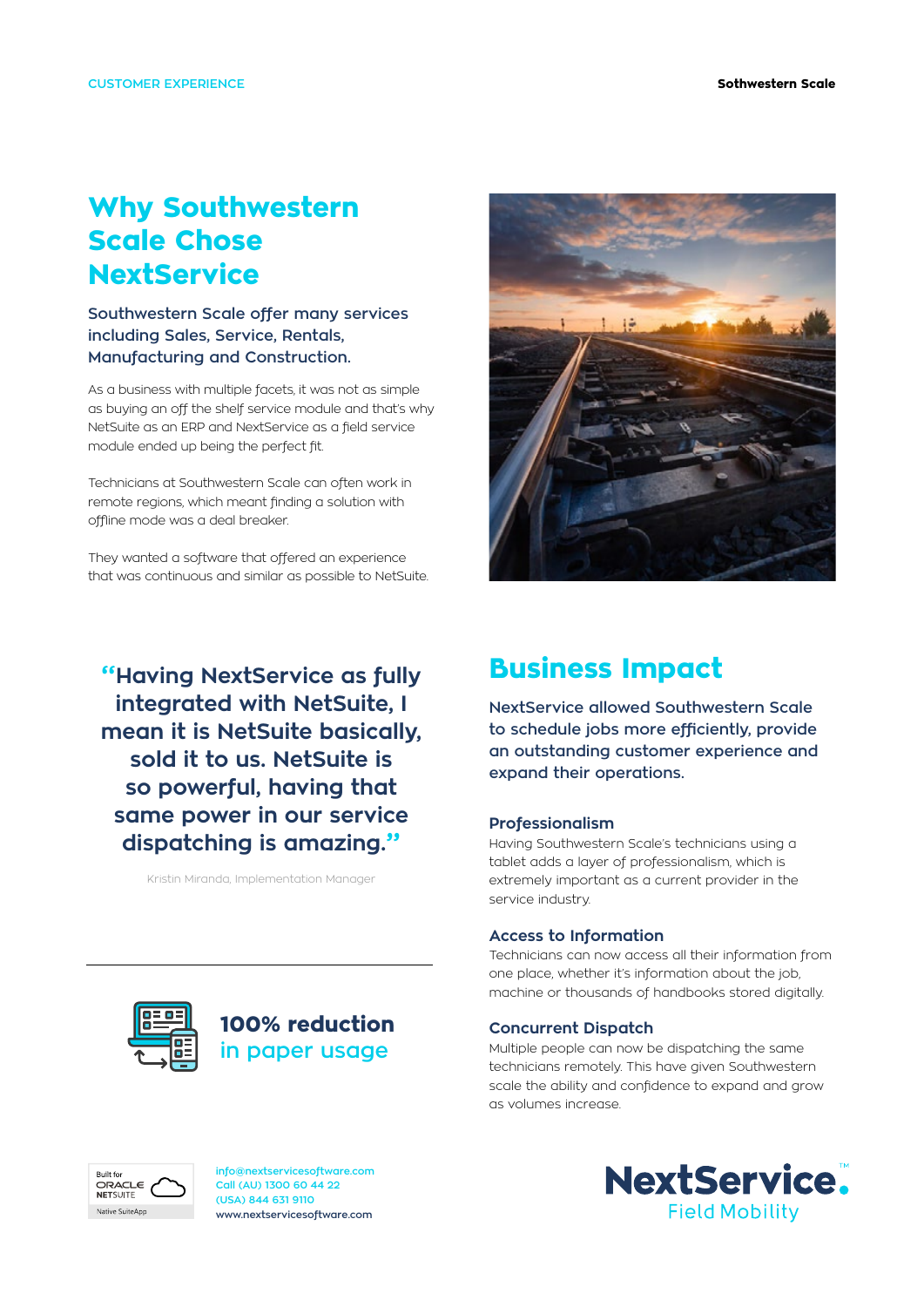CUSTOMER EXPERIENCE

# Why Southwestern Scale Chose NextService

**Southwestern Scale offer many services including Sales, Service, Rentals, Manufacturing and Construction.**

As a business with multiple facets, it was not as simple as buying an off the shelf service module and that's why NetSuite as an ERP and NextService as a field service module ended up being the perfect fit.

Technicians at Southwestern Scale can often work in remote regions, which meant finding a solution with offline mode was a deal breaker.

They wanted a software that offered an experience that was continuous and similar as possible to NetSuite.

> **"Having NextService as fully integrated with NetSuite, I mean it is NetSuite basically, sold it to us. NetSuite is so powerful, having that same power in our service dispatching is amazing."**
>
> Kristin Miranda, Implementation Manager

**100% reduction** in paper usage

## Business Impact

**NextService allowed Southwestern Scale to schedule jobs more efficiently, provide an outstanding customer experience and expand their operations.**

### Professionalism

Having Southwestern Scale's technicians using a tablet adds a layer of professionalism, which is extremely important as a current provider in the service industry.

### Access to Information

Technicians can now access all their information from one place, whether it's information about the job, machine or thousands of handbooks stored digitally.

### Concurrent Dispatch

Multiple people can now be dispatching the same technicians remotely. This have given Southwestern scale the ability and confidence to expand and grow as volumes increase.

Built for ORACLE NETSUITE
Native SuiteApp

info@nextservicesoftware.com
Call (AU) 1300 60 44 22
(USA) 844 631 9110
www.nextservicesoftware.com

NextService.™ Field Mobility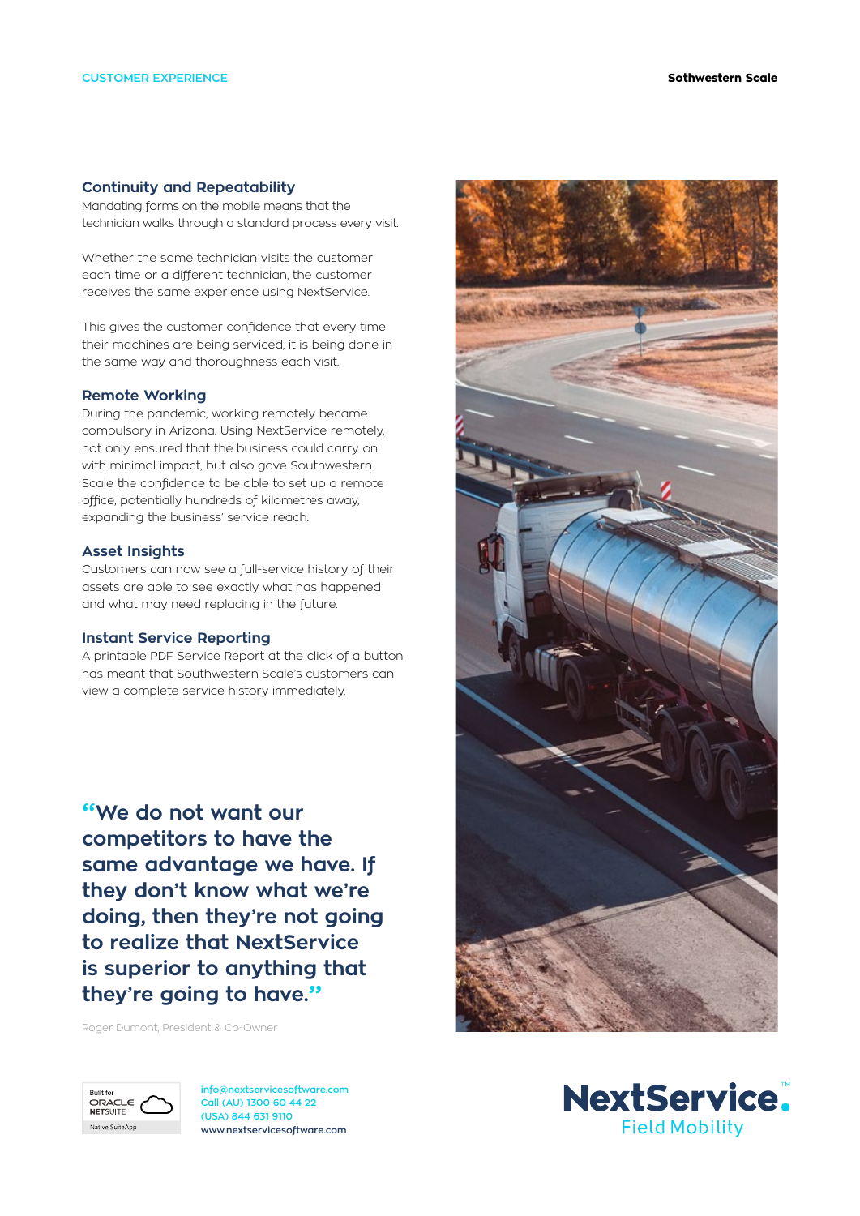## Continuity and Repeatability

Mandating forms on the mobile means that the technician walks through a standard process every visit.

Whether the same technician visits the customer each time or a different technician, the customer receives the same experience using NextService.

This gives the customer confidence that every time their machines are being serviced, it is being done in the same way and thoroughness each visit.

## Remote Working

During the pandemic, working remotely became compulsory in Arizona. Using NextService remotely, not only ensured that the business could carry on with minimal impact, but also gave Southwestern Scale the confidence to be able to set up a remote office, potentially hundreds of kilometres away, expanding the business' service reach.

## Asset Insights

Customers can now see a full-service history of their assets are able to see exactly what has happened and what may need replacing in the future.

## Instant Service Reporting

A printable PDF Service Report at the click of a button has meant that Southwestern Scale's customers can view a complete service history immediately.

> **"We do not want our competitors to have the same advantage we have. If they don't know what we're doing, then they're not going to realize that NextService is superior to anything that they're going to have."**

Roger Dumont, President & Co-Owner

Built for ORACLE NETSUITE – Native SuiteApp

info@nextservicesoftware.com
Call (AU) 1300 60 44 22
(USA) 844 631 9110
www.nextservicesoftware.com

NextService. Field Mobility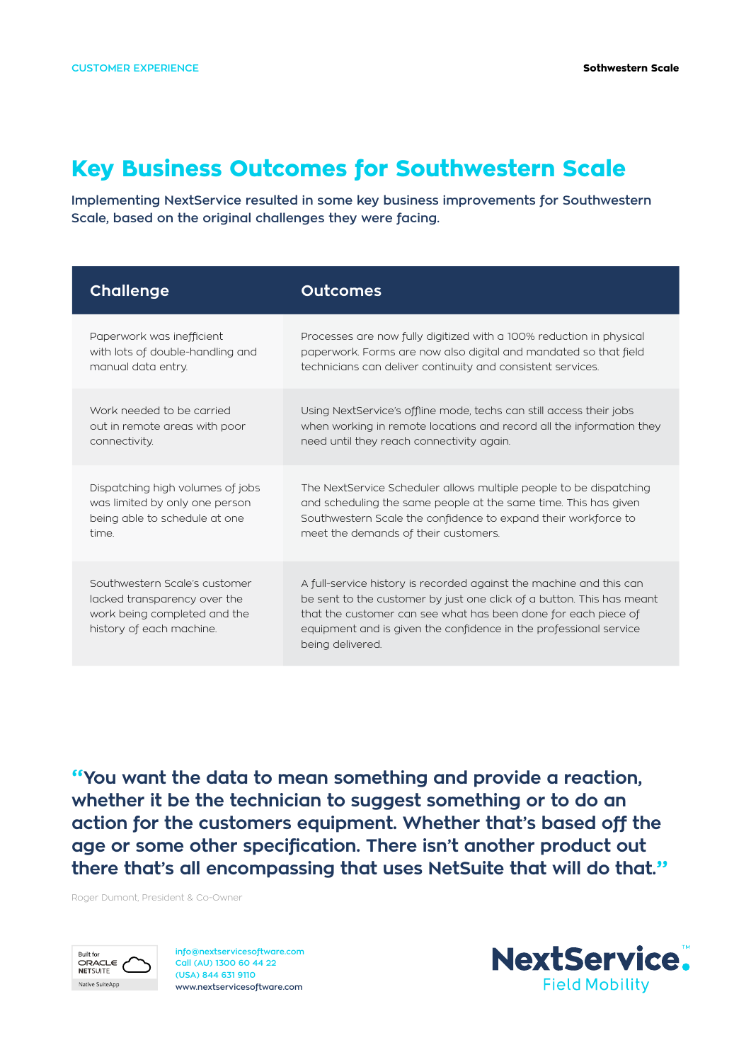# Key Business Outcomes for Southwestern Scale

**Implementing NextService resulted in some key business improvements for Southwestern Scale, based on the original challenges they were facing.**

| Challenge | Outcomes |
| --- | --- |
| Paperwork was inefficient with lots of double-handling and manual data entry. | Processes are now fully digitized with a 100% reduction in physical paperwork. Forms are now also digital and mandated so that field technicians can deliver continuity and consistent services. |
| Work needed to be carried out in remote areas with poor connectivity. | Using NextService's offline mode, techs can still access their jobs when working in remote locations and record all the information they need until they reach connectivity again. |
| Dispatching high volumes of jobs was limited by only one person being able to schedule at one time. | The NextService Scheduler allows multiple people to be dispatching and scheduling the same people at the same time. This has given Southwestern Scale the confidence to expand their workforce to meet the demands of their customers. |
| Southwestern Scale's customer lacked transparency over the work being completed and the history of each machine. | A full-service history is recorded against the machine and this can be sent to the customer by just one click of a button. This has meant that the customer can see what has been done for each piece of equipment and is given the confidence in the professional service being delivered. |

> **"You want the data to mean something and provide a reaction, whether it be the technician to suggest something or to do an action for the customers equipment. Whether that's based off the age or some other specification. There isn't another product out there that's all encompassing that uses NetSuite that will do that."**

Roger Dumont, President & Co-Owner

Built for ORACLE NETSUITE
Native SuiteApp

info@nextservicesoftware.com
Call (AU) 1300 60 44 22
(USA) 844 631 9110
www.nextservicesoftware.com

NextService™ Field Mobility